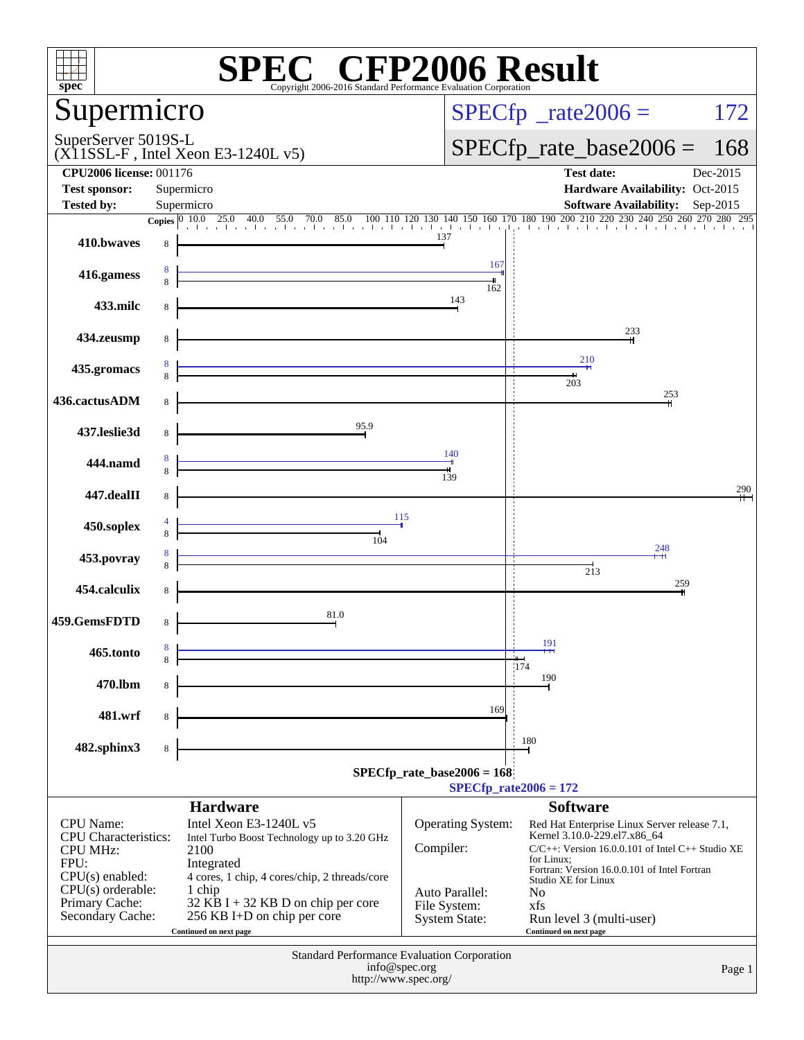# SPEC CFP2006 Result

Copyright 2006-2016 Standard Performance Evaluation Corporation

## Supermicro

SuperServer 5019S-L
(X11SSL-F , Intel Xeon E3-1240L v5)

SPECfp_rate2006 = 172

SPECfp_rate_base2006 = 168

| | | | |
|---|---|---|---|
| **CPU2006 license:** 001176 | | **Test date:** | Dec-2015 |
| **Test sponsor:** | Supermicro | **Hardware Availability:** | Oct-2015 |
| **Tested by:** | Supermicro | **Software Availability:** | Sep-2015 |

| Benchmark | Copies (peak) | Peak | Copies (base) | Base |
|---|---|---|---|---|
| 410.bwaves | | | 8 | 137 |
| 416.gamess | 8 | 167 | 8 | 162 |
| 433.milc | | | 8 | 143 |
| 434.zeusmp | | | 8 | 233 |
| 435.gromacs | 8 | 210 | 8 | 203 |
| 436.cactusADM | | | 8 | 253 |
| 437.leslie3d | | | 8 | 95.9 |
| 444.namd | 8 | 140 | 8 | 139 |
| 447.dealII | | | 8 | 290 |
| 450.soplex | 4 | 115 | 8 | 104 |
| 453.povray | 8 | 248 | 8 | 213 |
| 454.calculix | | | 8 | 259 |
| 459.GemsFDTD | | | 8 | 81.0 |
| 465.tonto | 8 | 191 | 8 | 174 |
| 470.lbm | | | 8 | 190 |
| 481.wrf | | | 8 | 169 |
| 482.sphinx3 | | | 8 | 180 |

SPECfp_rate_base2006 = 168

SPECfp_rate2006 = 172

### Hardware

| | |
|---|---|
| CPU Name: | Intel Xeon E3-1240L v5 |
| CPU Characteristics: | Intel Turbo Boost Technology up to 3.20 GHz |
| CPU MHz: | 2100 |
| FPU: | Integrated |
| CPU(s) enabled: | 4 cores, 1 chip, 4 cores/chip, 2 threads/core |
| CPU(s) orderable: | 1 chip |
| Primary Cache: | 32 KB I + 32 KB D on chip per core |
| Secondary Cache: | 256 KB I+D on chip per core |

Continued on next page

### Software

| | |
|---|---|
| Operating System: | Red Hat Enterprise Linux Server release 7.1, Kernel 3.10.0-229.el7.x86_64 |
| Compiler: | C/C++: Version 16.0.0.101 of Intel C++ Studio XE for Linux; Fortran: Version 16.0.0.101 of Intel Fortran Studio XE for Linux |
| Auto Parallel: | No |
| File System: | xfs |
| System State: | Run level 3 (multi-user) |

Continued on next page

Standard Performance Evaluation Corporation
info@spec.org
http://www.spec.org/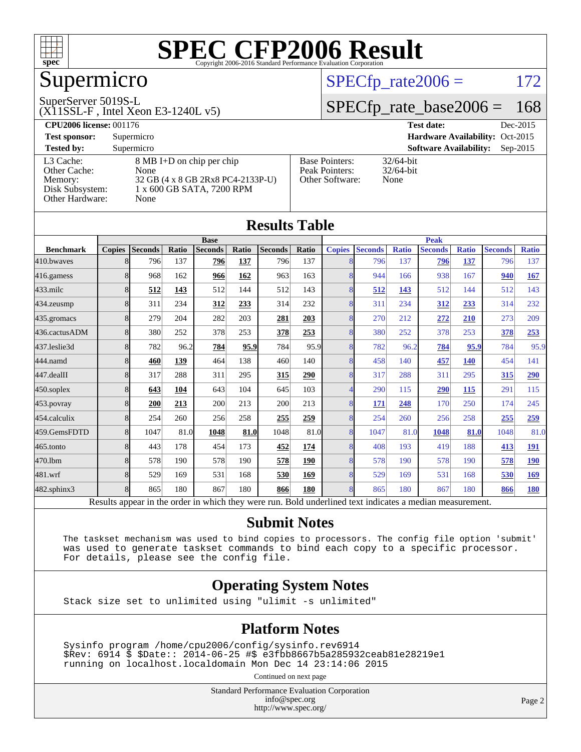# SPEC CFP2006 Result

Copyright 2006-2016 Standard Performance Evaluation Corporation

## Supermicro

SuperServer 5019S-L
(X11SSL-F , Intel Xeon E3-1240L v5)

SPECfp_rate2006 = 172

SPECfp_rate_base2006 = 168

| | | | |
|---|---|---|---|
| **CPU2006 license:** 001176 | | **Test date:** | Dec-2015 |
| **Test sponsor:** | Supermicro | **Hardware Availability:** | Oct-2015 |
| **Tested by:** | Supermicro | **Software Availability:** | Sep-2015 |

| | |
|---|---|
| L3 Cache: | 8 MB I+D on chip per chip |
| Other Cache: | None |
| Memory: | 32 GB (4 x 8 GB 2Rx8 PC4-2133P-U) |
| Disk Subsystem: | 1 x 600 GB SATA, 7200 RPM |
| Other Hardware: | None |

| | |
|---|---|
| Base Pointers: | 32/64-bit |
| Peak Pointers: | 32/64-bit |
| Other Software: | None |

## Results Table

| | Base | | | | | | | Peak | | | | | | |
|---|---|---|---|---|---|---|---|---|---|---|---|---|---|---|
| **Benchmark** | **Copies** | **Seconds** | **Ratio** | **Seconds** | **Ratio** | **Seconds** | **Ratio** | **Copies** | **Seconds** | **Ratio** | **Seconds** | **Ratio** | **Seconds** | **Ratio** |
| 410.bwaves | 8 | 796 | 137 | **796** | **137** | 796 | 137 | 8 | 796 | 137 | **796** | **137** | 796 | 137 |
| 416.gamess | 8 | 968 | 162 | **966** | **162** | 963 | 163 | 8 | 944 | 166 | 938 | 167 | **940** | **167** |
| 433.milc | 8 | **512** | **143** | 512 | 144 | 512 | 143 | 8 | **512** | **143** | 512 | 144 | 512 | 143 |
| 434.zeusmp | 8 | 311 | 234 | **312** | **233** | 314 | 232 | 8 | 311 | 234 | **312** | **233** | 314 | 232 |
| 435.gromacs | 8 | 279 | 204 | 282 | 203 | **281** | **203** | 8 | 270 | 212 | **272** | **210** | 273 | 209 |
| 436.cactusADM | 8 | 380 | 252 | 378 | 253 | **378** | **253** | 8 | 380 | 252 | 378 | 253 | **378** | **253** |
| 437.leslie3d | 8 | 782 | 96.2 | **784** | **95.9** | 784 | 95.9 | 8 | 782 | 96.2 | **784** | **95.9** | 784 | 95.9 |
| 444.namd | 8 | **460** | **139** | 464 | 138 | 460 | 140 | 8 | 458 | 140 | **457** | **140** | 454 | 141 |
| 447.dealII | 8 | 317 | 288 | 311 | 295 | **315** | **290** | 8 | 317 | 288 | 311 | 295 | **315** | **290** |
| 450.soplex | 8 | **643** | **104** | 643 | 104 | 645 | 103 | 4 | 290 | 115 | **290** | **115** | 291 | 115 |
| 453.povray | 8 | **200** | **213** | 200 | 213 | 200 | 213 | 8 | **171** | **248** | 170 | 250 | 174 | 245 |
| 454.calculix | 8 | 254 | 260 | 256 | 258 | **255** | **259** | 8 | 254 | 260 | 256 | 258 | **255** | **259** |
| 459.GemsFDTD | 8 | 1047 | 81.0 | **1048** | **81.0** | 1048 | 81.0 | 8 | 1047 | 81.0 | **1048** | **81.0** | 1048 | 81.0 |
| 465.tonto | 8 | 443 | 178 | 454 | 173 | **452** | **174** | 8 | 408 | 193 | 419 | 188 | **413** | **191** |
| 470.lbm | 8 | 578 | 190 | 578 | 190 | **578** | **190** | 8 | 578 | 190 | 578 | 190 | **578** | **190** |
| 481.wrf | 8 | 529 | 169 | 531 | 168 | **530** | **169** | 8 | 529 | 169 | 531 | 168 | **530** | **169** |
| 482.sphinx3 | 8 | 865 | 180 | 867 | 180 | **866** | **180** | 8 | 865 | 180 | 867 | 180 | **866** | **180** |

Results appear in the order in which they were run. Bold underlined text indicates a median measurement.

## Submit Notes

```
The taskset mechanism was used to bind copies to processors. The config file option 'submit'
was used to generate taskset commands to bind each copy to a specific processor.
For details, please see the config file.
```

## Operating System Notes

```
Stack size set to unlimited using "ulimit -s unlimited"
```

## Platform Notes

```
Sysinfo program /home/cpu2006/config/sysinfo.rev6914
$Rev: 6914 $ $Date:: 2014-06-25 #$ e3fbb8667b5a285932ceab81e28219e1
running on localhost.localdomain Mon Dec 14 23:14:06 2015
```

Continued on next page

Standard Performance Evaluation Corporation
info@spec.org
http://www.spec.org/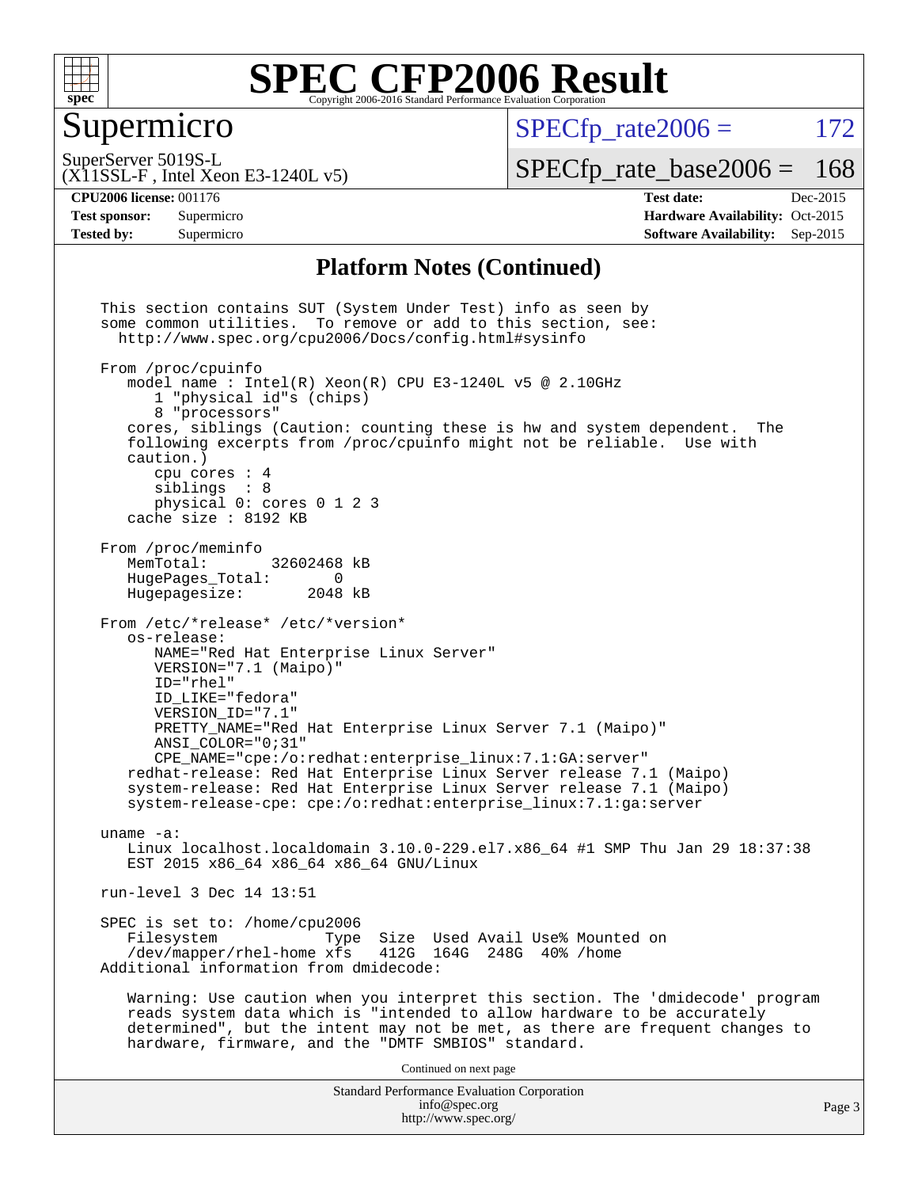# SPEC CFP2006 Result

Copyright 2006-2016 Standard Performance Evaluation Corporation

## Supermicro

SuperServer 5019S-L
(X11SSL-F , Intel Xeon E3-1240L v5)

SPECfp_rate2006 = 172

SPECfp_rate_base2006 = 168

**CPU2006 license:** 001176
**Test sponsor:** Supermicro
**Tested by:** Supermicro

**Test date:** Dec-2015
**Hardware Availability:** Oct-2015
**Software Availability:** Sep-2015

### Platform Notes (Continued)

```
This section contains SUT (System Under Test) info as seen by
some common utilities.  To remove or add to this section, see:
  http://www.spec.org/cpu2006/Docs/config.html#sysinfo

From /proc/cpuinfo
   model name : Intel(R) Xeon(R) CPU E3-1240L v5 @ 2.10GHz
      1 "physical id"s (chips)
      8 "processors"
   cores, siblings (Caution: counting these is hw and system dependent.  The
   following excerpts from /proc/cpuinfo might not be reliable.  Use with
   caution.)
      cpu cores : 4
      siblings  : 8
      physical 0: cores 0 1 2 3
   cache size : 8192 KB

From /proc/meminfo
   MemTotal:       32602468 kB
   HugePages_Total:       0
   Hugepagesize:       2048 kB

From /etc/*release* /etc/*version*
   os-release:
      NAME="Red Hat Enterprise Linux Server"
      VERSION="7.1 (Maipo)"
      ID="rhel"
      ID_LIKE="fedora"
      VERSION_ID="7.1"
      PRETTY_NAME="Red Hat Enterprise Linux Server 7.1 (Maipo)"
      ANSI_COLOR="0;31"
      CPE_NAME="cpe:/o:redhat:enterprise_linux:7.1:GA:server"
   redhat-release: Red Hat Enterprise Linux Server release 7.1 (Maipo)
   system-release: Red Hat Enterprise Linux Server release 7.1 (Maipo)
   system-release-cpe: cpe:/o:redhat:enterprise_linux:7.1:ga:server

uname -a:
   Linux localhost.localdomain 3.10.0-229.el7.x86_64 #1 SMP Thu Jan 29 18:37:38
   EST 2015 x86_64 x86_64 x86_64 GNU/Linux

run-level 3 Dec 14 13:51

SPEC is set to: /home/cpu2006
   Filesystem             Type  Size  Used Avail Use% Mounted on
   /dev/mapper/rhel-home xfs    412G  164G  248G  40% /home
Additional information from dmidecode:

   Warning: Use caution when you interpret this section. The 'dmidecode' program
   reads system data which is "intended to allow hardware to be accurately
   determined", but the intent may not be met, as there are frequent changes to
   hardware, firmware, and the "DMTF SMBIOS" standard.
```

Continued on next page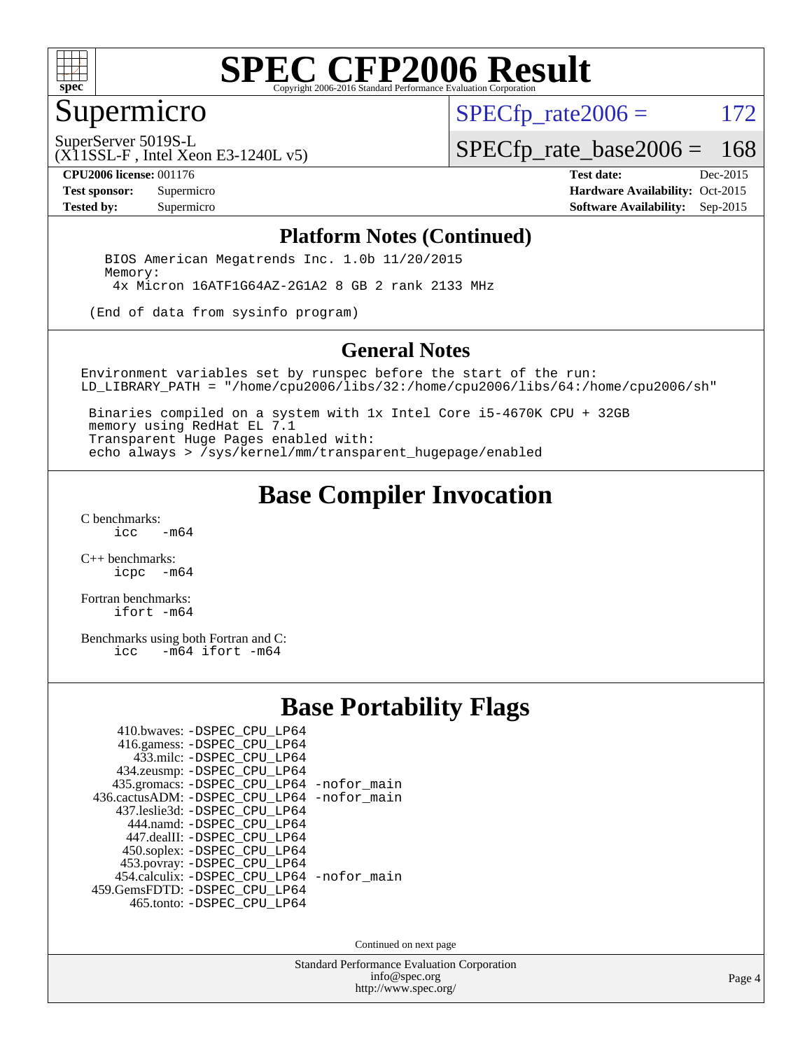# SPEC CFP2006 Result

## Supermicro

SuperServer 5019S-L
(X11SSL-F , Intel Xeon E3-1240L v5)

SPECfp_rate2006 = 172
SPECfp_rate_base2006 = 168

**CPU2006 license:** 001176
**Test sponsor:** Supermicro
**Tested by:** Supermicro

**Test date:** Dec-2015
**Hardware Availability:** Oct-2015
**Software Availability:** Sep-2015

### Platform Notes (Continued)

```
BIOS American Megatrends Inc. 1.0b 11/20/2015
Memory:
 4x Micron 16ATF1G64AZ-2G1A2 8 GB 2 rank 2133 MHz

(End of data from sysinfo program)
```

### General Notes

```
Environment variables set by runspec before the start of the run:
LD_LIBRARY_PATH = "/home/cpu2006/libs/32:/home/cpu2006/libs/64:/home/cpu2006/sh"

 Binaries compiled on a system with 1x Intel Core i5-4670K CPU + 32GB
 memory using RedHat EL 7.1
 Transparent Huge Pages enabled with:
 echo always > /sys/kernel/mm/transparent_hugepage/enabled
```

## Base Compiler Invocation

C benchmarks:
    icc -m64

C++ benchmarks:
    icpc -m64

Fortran benchmarks:
    ifort -m64

Benchmarks using both Fortran and C:
    icc -m64 ifort -m64

## Base Portability Flags

410.bwaves: -DSPEC_CPU_LP64
416.gamess: -DSPEC_CPU_LP64
433.milc: -DSPEC_CPU_LP64
434.zeusmp: -DSPEC_CPU_LP64
435.gromacs: -DSPEC_CPU_LP64 -nofor_main
436.cactusADM: -DSPEC_CPU_LP64 -nofor_main
437.leslie3d: -DSPEC_CPU_LP64
444.namd: -DSPEC_CPU_LP64
447.dealII: -DSPEC_CPU_LP64
450.soplex: -DSPEC_CPU_LP64
453.povray: -DSPEC_CPU_LP64
454.calculix: -DSPEC_CPU_LP64 -nofor_main
459.GemsFDTD: -DSPEC_CPU_LP64
465.tonto: -DSPEC_CPU_LP64

Continued on next page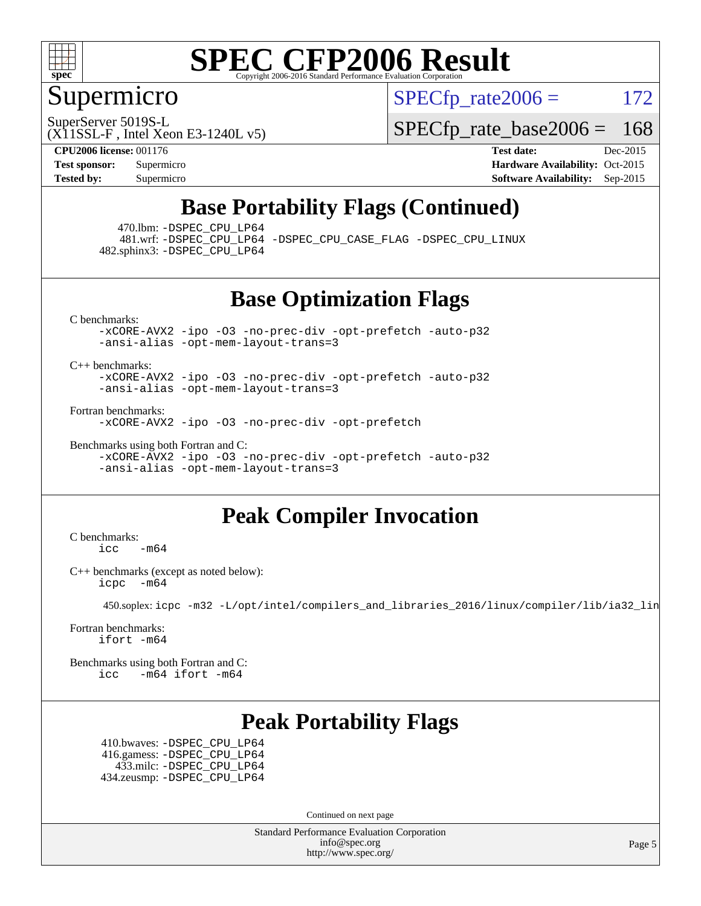# SPEC CFP2006 Result

Copyright 2006-2016 Standard Performance Evaluation Corporation

## Supermicro

SuperServer 5019S-L
(X11SSL-F , Intel Xeon E3-1240L v5)

SPECfp_rate2006 = 172
SPECfp_rate_base2006 = 168

**CPU2006 license:** 001176
**Test sponsor:** Supermicro
**Tested by:** Supermicro

**Test date:** Dec-2015
**Hardware Availability:** Oct-2015
**Software Availability:** Sep-2015

## Base Portability Flags (Continued)

470.lbm: -DSPEC_CPU_LP64
481.wrf: -DSPEC_CPU_LP64 -DSPEC_CPU_CASE_FLAG -DSPEC_CPU_LINUX
482.sphinx3: -DSPEC_CPU_LP64

## Base Optimization Flags

C benchmarks:
-xCORE-AVX2 -ipo -O3 -no-prec-div -opt-prefetch -auto-p32
-ansi-alias -opt-mem-layout-trans=3

C++ benchmarks:
-xCORE-AVX2 -ipo -O3 -no-prec-div -opt-prefetch -auto-p32
-ansi-alias -opt-mem-layout-trans=3

Fortran benchmarks:
-xCORE-AVX2 -ipo -O3 -no-prec-div -opt-prefetch

Benchmarks using both Fortran and C:
-xCORE-AVX2 -ipo -O3 -no-prec-div -opt-prefetch -auto-p32
-ansi-alias -opt-mem-layout-trans=3

## Peak Compiler Invocation

C benchmarks:
icc -m64

C++ benchmarks (except as noted below):
icpc -m64

450.soplex: icpc -m32 -L/opt/intel/compilers_and_libraries_2016/linux/compiler/lib/ia32_lin

Fortran benchmarks:
ifort -m64

Benchmarks using both Fortran and C:
icc -m64 ifort -m64

## Peak Portability Flags

410.bwaves: -DSPEC_CPU_LP64
416.gamess: -DSPEC_CPU_LP64
433.milc: -DSPEC_CPU_LP64
434.zeusmp: -DSPEC_CPU_LP64

Continued on next page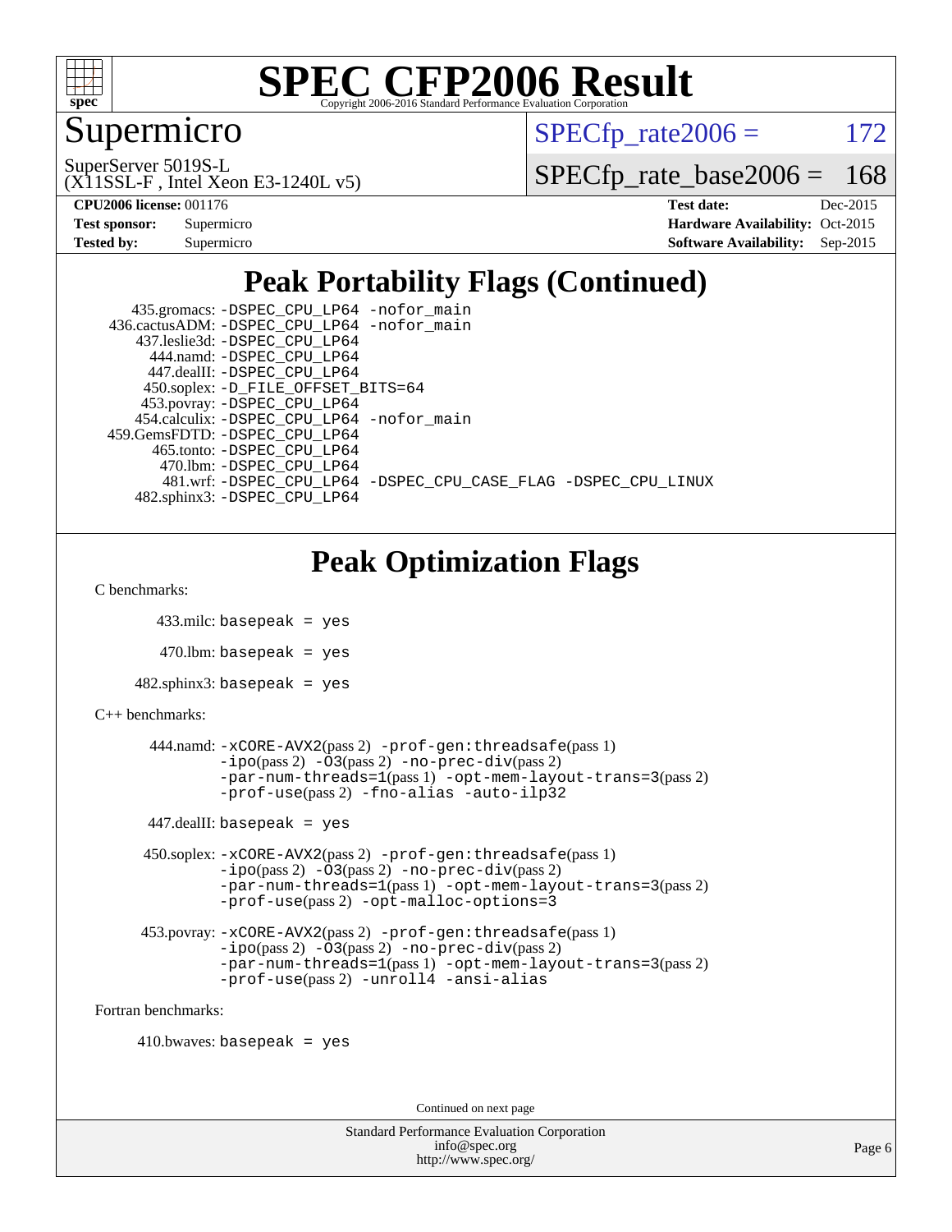# SPEC CFP2006 Result

Copyright 2006-2016 Standard Performance Evaluation Corporation

## Supermicro

SuperServer 5019S-L
(X11SSL-F , Intel Xeon E3-1240L v5)

SPECfp_rate2006 = 172

SPECfp_rate_base2006 = 168

| | | | |
|---|---|---|---|
| **CPU2006 license:** 001176 | | **Test date:** | Dec-2015 |
| **Test sponsor:** | Supermicro | **Hardware Availability:** | Oct-2015 |
| **Tested by:** | Supermicro | **Software Availability:** | Sep-2015 |

## Peak Portability Flags (Continued)

435.gromacs: -DSPEC_CPU_LP64 -nofor_main
436.cactusADM: -DSPEC_CPU_LP64 -nofor_main
437.leslie3d: -DSPEC_CPU_LP64
444.namd: -DSPEC_CPU_LP64
447.dealII: -DSPEC_CPU_LP64
450.soplex: -D_FILE_OFFSET_BITS=64
453.povray: -DSPEC_CPU_LP64
454.calculix: -DSPEC_CPU_LP64 -nofor_main
459.GemsFDTD: -DSPEC_CPU_LP64
465.tonto: -DSPEC_CPU_LP64
470.lbm: -DSPEC_CPU_LP64
481.wrf: -DSPEC_CPU_LP64 -DSPEC_CPU_CASE_FLAG -DSPEC_CPU_LINUX
482.sphinx3: -DSPEC_CPU_LP64

## Peak Optimization Flags

C benchmarks:

433.milc: basepeak = yes

470.lbm: basepeak = yes

482.sphinx3: basepeak = yes

C++ benchmarks:

444.namd: -xCORE-AVX2(pass 2) -prof-gen:threadsafe(pass 1) -ipo(pass 2) -O3(pass 2) -no-prec-div(pass 2) -par-num-threads=1(pass 1) -opt-mem-layout-trans=3(pass 2) -prof-use(pass 2) -fno-alias -auto-ilp32

447.dealII: basepeak = yes

450.soplex: -xCORE-AVX2(pass 2) -prof-gen:threadsafe(pass 1) -ipo(pass 2) -O3(pass 2) -no-prec-div(pass 2) -par-num-threads=1(pass 1) -opt-mem-layout-trans=3(pass 2) -prof-use(pass 2) -opt-malloc-options=3

453.povray: -xCORE-AVX2(pass 2) -prof-gen:threadsafe(pass 1) -ipo(pass 2) -O3(pass 2) -no-prec-div(pass 2) -par-num-threads=1(pass 1) -opt-mem-layout-trans=3(pass 2) -prof-use(pass 2) -unroll4 -ansi-alias

Fortran benchmarks:

410.bwaves: basepeak = yes

Continued on next page

Standard Performance Evaluation Corporation
info@spec.org
http://www.spec.org/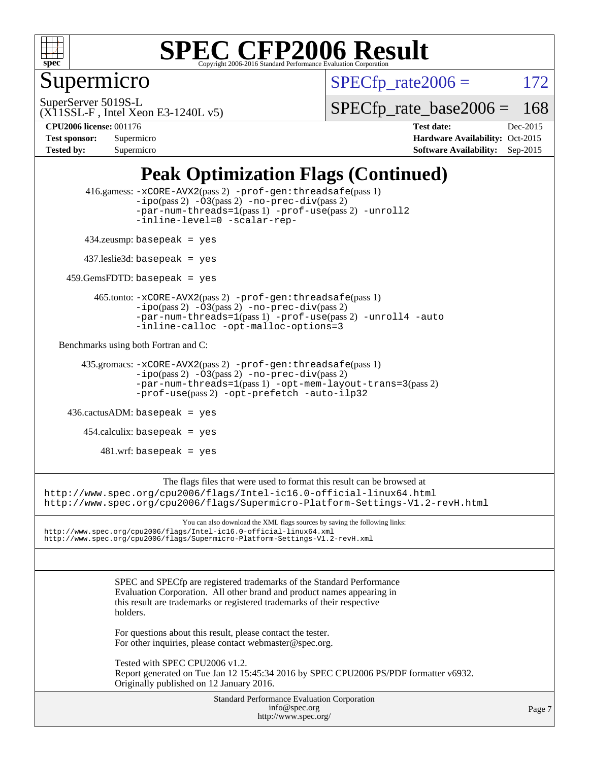# SPEC CFP2006 Result

Copyright 2006-2016 Standard Performance Evaluation Corporation

## Supermicro

SuperServer 5019S-L
(X11SSL-F , Intel Xeon E3-1240L v5)

SPECfp_rate2006 = 172

SPECfp_rate_base2006 = 168

**CPU2006 license:** 001176
**Test sponsor:** Supermicro
**Tested by:** Supermicro

**Test date:** Dec-2015
**Hardware Availability:** Oct-2015
**Software Availability:** Sep-2015

## Peak Optimization Flags (Continued)

416.gamess: -xCORE-AVX2(pass 2) -prof-gen:threadsafe(pass 1) -ipo(pass 2) -O3(pass 2) -no-prec-div(pass 2) -par-num-threads=1(pass 1) -prof-use(pass 2) -unroll2 -inline-level=0 -scalar-rep-

434.zeusmp: basepeak = yes

437.leslie3d: basepeak = yes

459.GemsFDTD: basepeak = yes

465.tonto: -xCORE-AVX2(pass 2) -prof-gen:threadsafe(pass 1) -ipo(pass 2) -O3(pass 2) -no-prec-div(pass 2) -par-num-threads=1(pass 1) -prof-use(pass 2) -unroll4 -auto -inline-calloc -opt-malloc-options=3

Benchmarks using both Fortran and C:

435.gromacs: -xCORE-AVX2(pass 2) -prof-gen:threadsafe(pass 1) -ipo(pass 2) -O3(pass 2) -no-prec-div(pass 2) -par-num-threads=1(pass 1) -opt-mem-layout-trans=3(pass 2) -prof-use(pass 2) -opt-prefetch -auto-ilp32

436.cactusADM: basepeak = yes

454.calculix: basepeak = yes

481.wrf: basepeak = yes

The flags files that were used to format this result can be browsed at
http://www.spec.org/cpu2006/flags/Intel-ic16.0-official-linux64.html
http://www.spec.org/cpu2006/flags/Supermicro-Platform-Settings-V1.2-revH.html

You can also download the XML flags sources by saving the following links:
http://www.spec.org/cpu2006/flags/Intel-ic16.0-official-linux64.xml
http://www.spec.org/cpu2006/flags/Supermicro-Platform-Settings-V1.2-revH.xml

SPEC and SPECfp are registered trademarks of the Standard Performance Evaluation Corporation. All other brand and product names appearing in this result are trademarks or registered trademarks of their respective holders.

For questions about this result, please contact the tester.
For other inquiries, please contact webmaster@spec.org.

Tested with SPEC CPU2006 v1.2.
Report generated on Tue Jan 12 15:45:34 2016 by SPEC CPU2006 PS/PDF formatter v6932.
Originally published on 12 January 2016.

Standard Performance Evaluation Corporation
info@spec.org
http://www.spec.org/